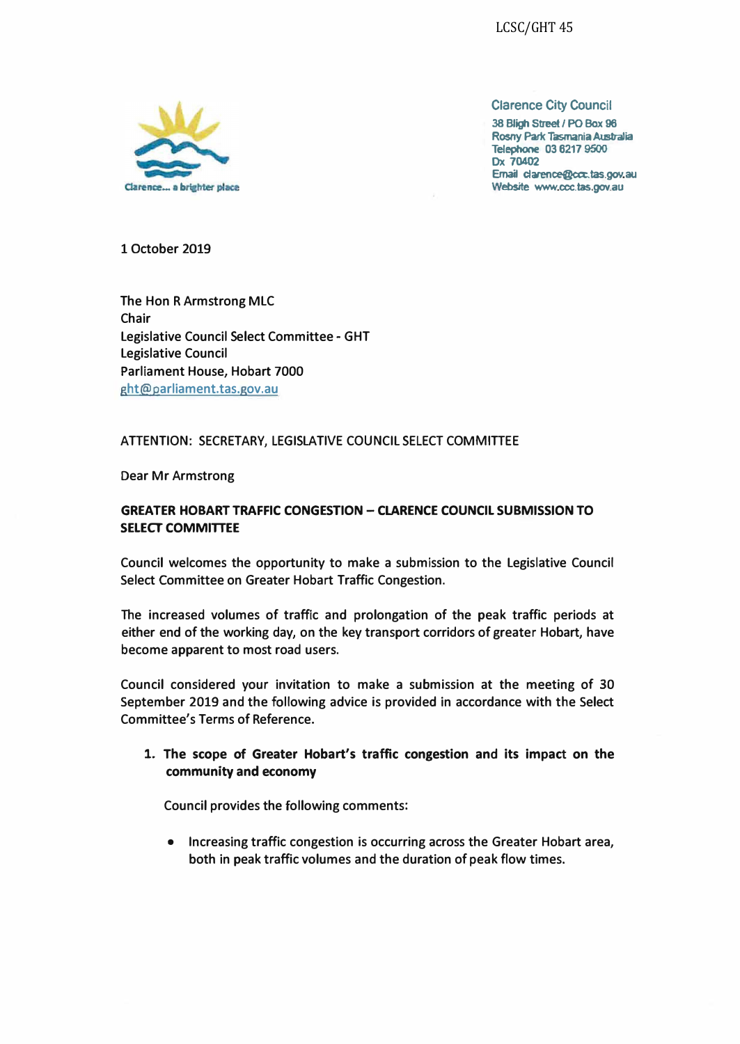LCSC/GHT 45

Clarence... a brighter place

**Clarence City Council**
38 Bligh Street / PO Box 96
Rosny Park Tasmania Australia
Telephone 03 6217 9500
Dx 70402
Email clarence@ccc.tas.gov.au
Website www.ccc.tas.gov.au

1 October 2019

The Hon R Armstrong MLC
Chair
Legislative Council Select Committee - GHT
Legislative Council
Parliament House, Hobart 7000
ght@parliament.tas.gov.au

ATTENTION: SECRETARY, LEGISLATIVE COUNCIL SELECT COMMITTEE

Dear Mr Armstrong

**GREATER HOBART TRAFFIC CONGESTION – CLARENCE COUNCIL SUBMISSION TO SELECT COMMITTEE**

Council welcomes the opportunity to make a submission to the Legislative Council Select Committee on Greater Hobart Traffic Congestion.

The increased volumes of traffic and prolongation of the peak traffic periods at either end of the working day, on the key transport corridors of greater Hobart, have become apparent to most road users.

Council considered your invitation to make a submission at the meeting of 30 September 2019 and the following advice is provided in accordance with the Select Committee's Terms of Reference.

1. **The scope of Greater Hobart's traffic congestion and its impact on the community and economy**

   Council provides the following comments:

   - Increasing traffic congestion is occurring across the Greater Hobart area, both in peak traffic volumes and the duration of peak flow times.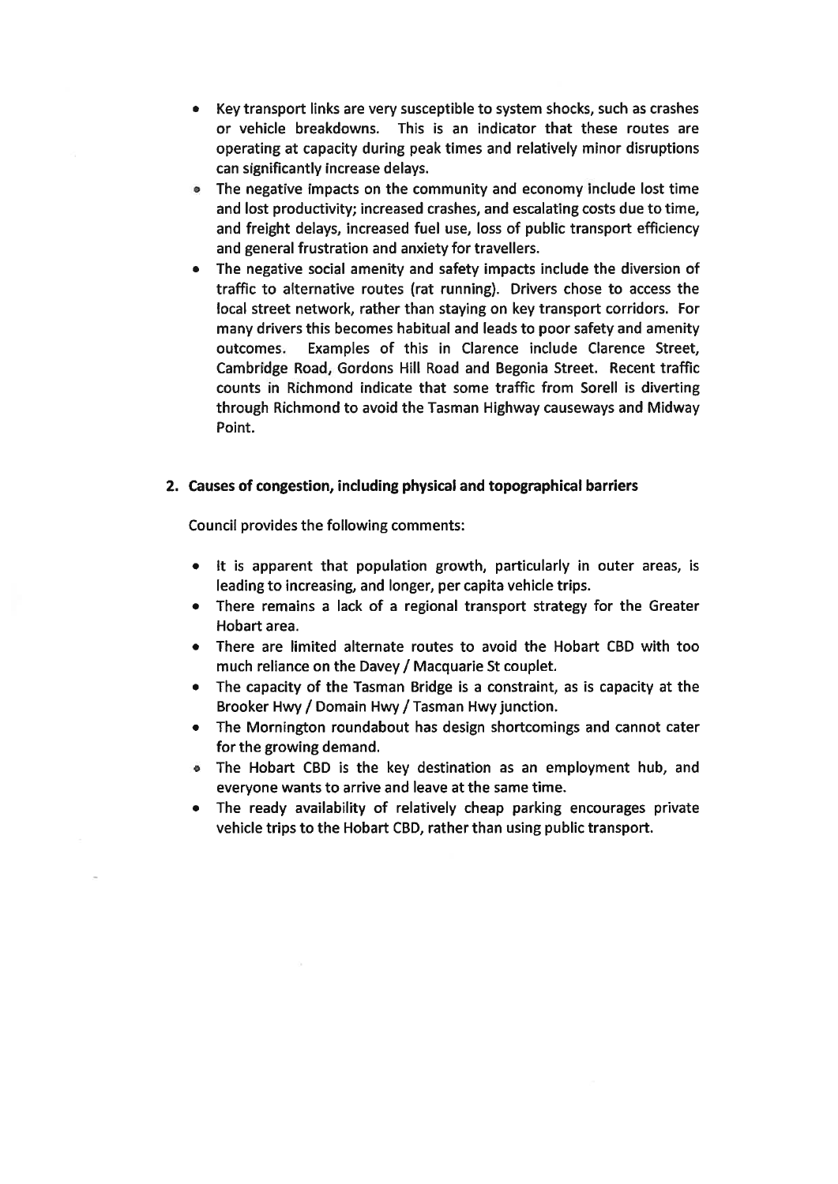- Key transport links are very susceptible to system shocks, such as crashes or vehicle breakdowns. This is an indicator that these routes are operating at capacity during peak times and relatively minor disruptions can significantly increase delays.
- The negative impacts on the community and economy include lost time and lost productivity; increased crashes, and escalating costs due to time, and freight delays, increased fuel use, loss of public transport efficiency and general frustration and anxiety for travellers.
- The negative social amenity and safety impacts include the diversion of traffic to alternative routes (rat running). Drivers chose to access the local street network, rather than staying on key transport corridors. For many drivers this becomes habitual and leads to poor safety and amenity outcomes. Examples of this in Clarence include Clarence Street, Cambridge Road, Gordons Hill Road and Begonia Street. Recent traffic counts in Richmond indicate that some traffic from Sorell is diverting through Richmond to avoid the Tasman Highway causeways and Midway Point.

## 2. Causes of congestion, including physical and topographical barriers

Council provides the following comments:

- It is apparent that population growth, particularly in outer areas, is leading to increasing, and longer, per capita vehicle trips.
- There remains a lack of a regional transport strategy for the Greater Hobart area.
- There are limited alternate routes to avoid the Hobart CBD with too much reliance on the Davey / Macquarie St couplet.
- The capacity of the Tasman Bridge is a constraint, as is capacity at the Brooker Hwy / Domain Hwy / Tasman Hwy junction.
- The Mornington roundabout has design shortcomings and cannot cater for the growing demand.
- The Hobart CBD is the key destination as an employment hub, and everyone wants to arrive and leave at the same time.
- The ready availability of relatively cheap parking encourages private vehicle trips to the Hobart CBD, rather than using public transport.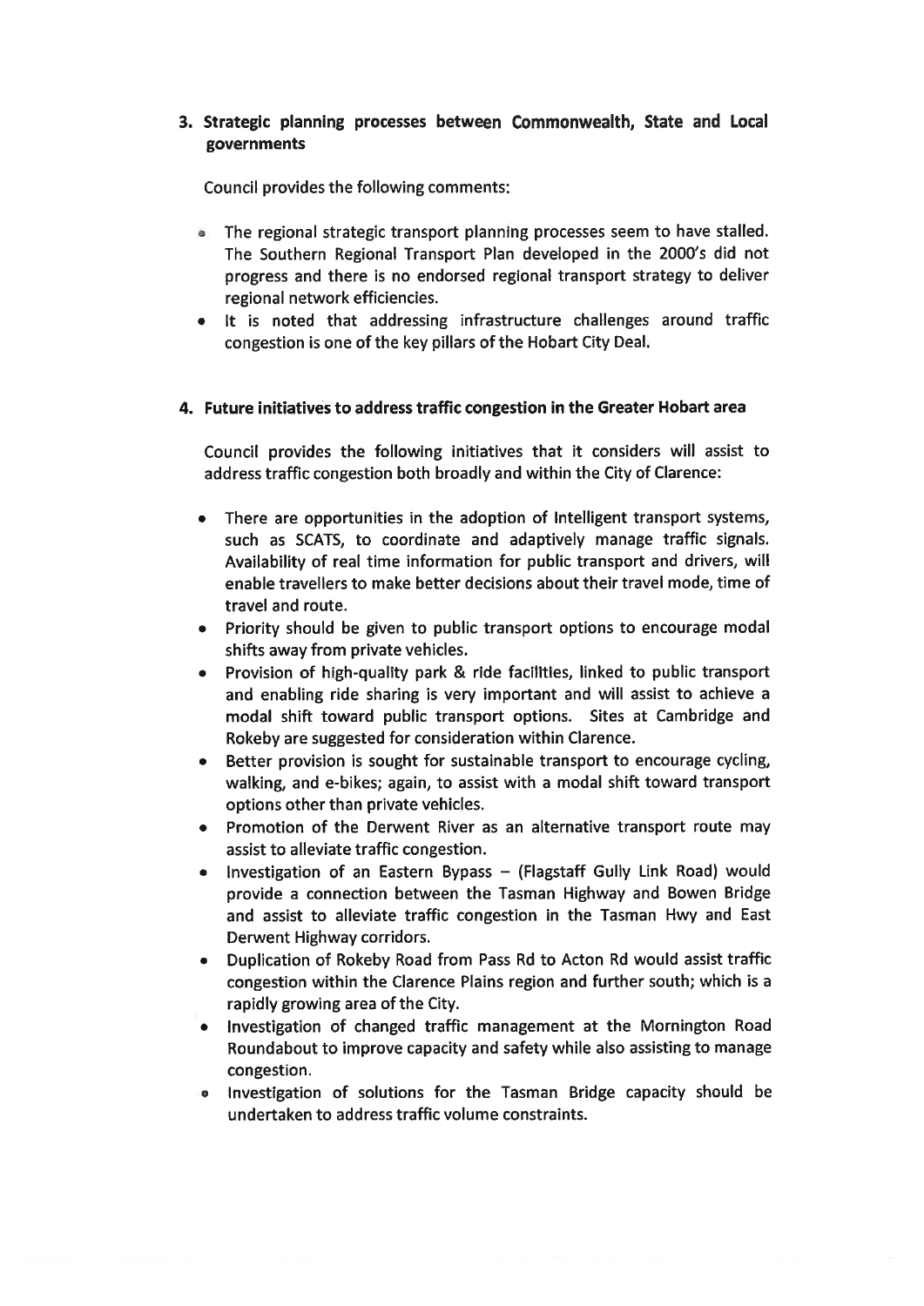## 3. Strategic planning processes between Commonwealth, State and Local governments

Council provides the following comments:

- The regional strategic transport planning processes seem to have stalled. The Southern Regional Transport Plan developed in the 2000's did not progress and there is no endorsed regional transport strategy to deliver regional network efficiencies.
- It is noted that addressing infrastructure challenges around traffic congestion is one of the key pillars of the Hobart City Deal.

## 4. Future initiatives to address traffic congestion in the Greater Hobart area

Council provides the following initiatives that it considers will assist to address traffic congestion both broadly and within the City of Clarence:

- There are opportunities in the adoption of Intelligent transport systems, such as SCATS, to coordinate and adaptively manage traffic signals. Availability of real time information for public transport and drivers, will enable travellers to make better decisions about their travel mode, time of travel and route.
- Priority should be given to public transport options to encourage modal shifts away from private vehicles.
- Provision of high-quality park & ride facilities, linked to public transport and enabling ride sharing is very important and will assist to achieve a modal shift toward public transport options. Sites at Cambridge and Rokeby are suggested for consideration within Clarence.
- Better provision is sought for sustainable transport to encourage cycling, walking, and e-bikes; again, to assist with a modal shift toward transport options other than private vehicles.
- Promotion of the Derwent River as an alternative transport route may assist to alleviate traffic congestion.
- Investigation of an Eastern Bypass – (Flagstaff Gully Link Road) would provide a connection between the Tasman Highway and Bowen Bridge and assist to alleviate traffic congestion in the Tasman Hwy and East Derwent Highway corridors.
- Duplication of Rokeby Road from Pass Rd to Acton Rd would assist traffic congestion within the Clarence Plains region and further south; which is a rapidly growing area of the City.
- Investigation of changed traffic management at the Mornington Road Roundabout to improve capacity and safety while also assisting to manage congestion.
- Investigation of solutions for the Tasman Bridge capacity should be undertaken to address traffic volume constraints.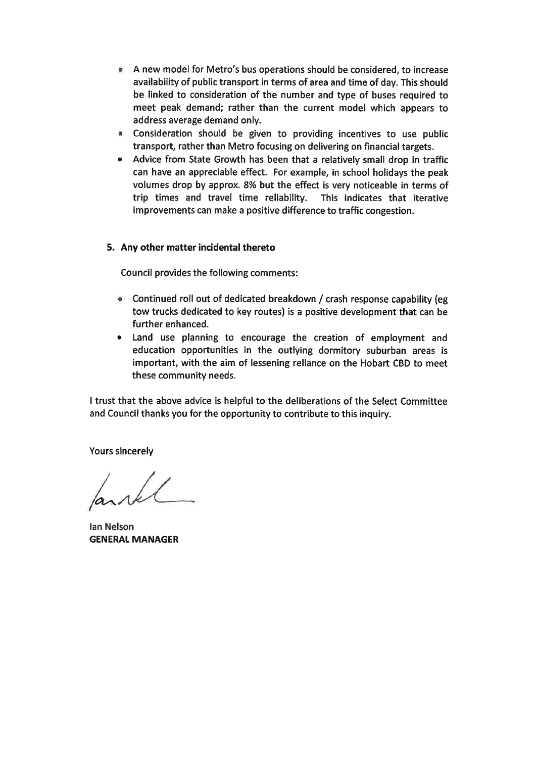- A new model for Metro's bus operations should be considered, to increase availability of public transport in terms of area and time of day. This should be linked to consideration of the number and type of buses required to meet peak demand; rather than the current model which appears to address average demand only.
- Consideration should be given to providing incentives to use public transport, rather than Metro focusing on delivering on financial targets.
- Advice from State Growth has been that a relatively small drop in traffic can have an appreciable effect. For example, in school holidays the peak volumes drop by approx. 8% but the effect is very noticeable in terms of trip times and travel time reliability. This indicates that iterative improvements can make a positive difference to traffic congestion.

**5. Any other matter incidental thereto**

Council provides the following comments:

- Continued roll out of dedicated breakdown / crash response capability (eg tow trucks dedicated to key routes) is a positive development that can be further enhanced.
- Land use planning to encourage the creation of employment and education opportunities in the outlying dormitory suburban areas is important, with the aim of lessening reliance on the Hobart CBD to meet these community needs.

I trust that the above advice is helpful to the deliberations of the Select Committee and Council thanks you for the opportunity to contribute to this inquiry.

Yours sincerely

Ian Nelson
**GENERAL MANAGER**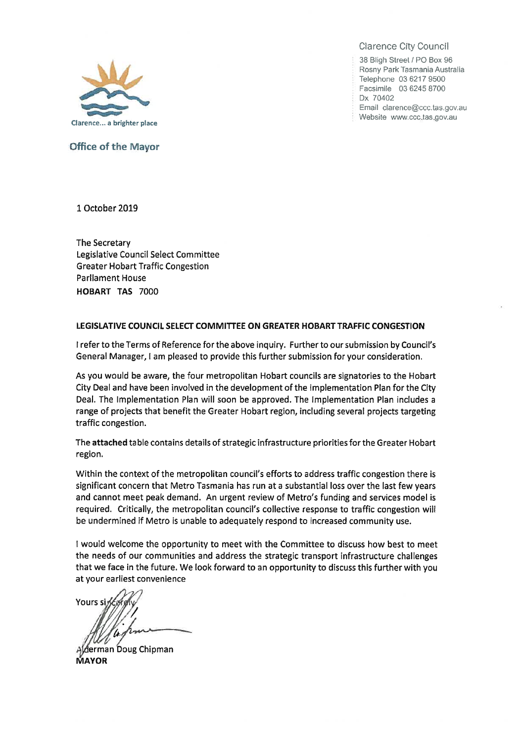Clarence... a brighter place

**Office of the Mayor**

Clarence City Council

38 Bligh Street / PO Box 96
Rosny Park Tasmania Australia
Telephone 03 6217 9500
Facsimile 03 6245 8700
Dx 70402
Email clarence@ccc.tas.gov.au
Website www.ccc.tas.gov.au

1 October 2019

The Secretary
Legislative Council Select Committee
Greater Hobart Traffic Congestion
Parliament House
**HOBART TAS 7000**

**LEGISLATIVE COUNCIL SELECT COMMITTEE ON GREATER HOBART TRAFFIC CONGESTION**

I refer to the Terms of Reference for the above inquiry. Further to our submission by Council's General Manager, I am pleased to provide this further submission for your consideration.

As you would be aware, the four metropolitan Hobart councils are signatories to the Hobart City Deal and have been involved in the development of the Implementation Plan for the City Deal. The Implementation Plan will soon be approved. The Implementation Plan includes a range of projects that benefit the Greater Hobart region, including several projects targeting traffic congestion.

The **attached** table contains details of strategic infrastructure priorities for the Greater Hobart region.

Within the context of the metropolitan council's efforts to address traffic congestion there is significant concern that Metro Tasmania has run at a substantial loss over the last few years and cannot meet peak demand. An urgent review of Metro's funding and services model is required. Critically, the metropolitan council's collective response to traffic congestion will be undermined if Metro is unable to adequately respond to increased community use.

I would welcome the opportunity to meet with the Committee to discuss how best to meet the needs of our communities and address the strategic transport infrastructure challenges that we face in the future. We look forward to an opportunity to discuss this further with you at your earliest convenience

Yours sincerely

Alderman Doug Chipman
**MAYOR**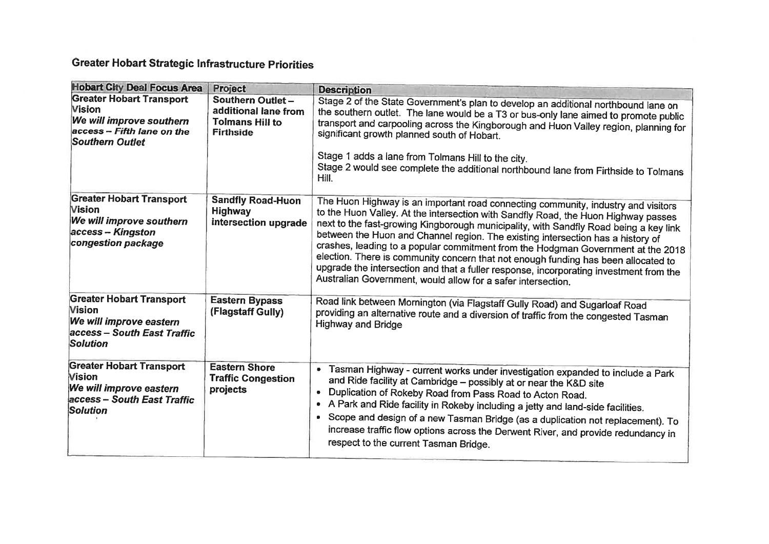## Greater Hobart Strategic Infrastructure Priorities

| Hobart City Deal Focus Area | Project | Description |
|---|---|---|
| **Greater Hobart Transport Vision** ***We will improve southern access – Fifth lane on the Southern Outlet*** | **Southern Outlet – additional lane from Tolmans Hill to Firthside** | Stage 2 of the State Government's plan to develop an additional northbound lane on the southern outlet. The lane would be a T3 or bus-only lane aimed to promote public transport and carpooling across the Kingborough and Huon Valley region, planning for significant growth planned south of Hobart.<br><br>Stage 1 adds a lane from Tolmans Hill to the city.<br>Stage 2 would see complete the additional northbound lane from Firthside to Tolmans Hill. |
| **Greater Hobart Transport Vision** ***We will improve southern access – Kingston congestion package*** | **Sandfly Road-Huon Highway intersection upgrade** | The Huon Highway is an important road connecting community, industry and visitors to the Huon Valley. At the intersection with Sandfly Road, the Huon Highway passes next to the fast-growing Kingborough municipality, with Sandfly Road being a key link between the Huon and Channel region. The existing intersection has a history of crashes, leading to a popular commitment from the Hodgman Government at the 2018 election. There is community concern that not enough funding has been allocated to upgrade the intersection and that a fuller response, incorporating investment from the Australian Government, would allow for a safer intersection. |
| **Greater Hobart Transport Vision** ***We will improve eastern access – South East Traffic Solution*** | **Eastern Bypass (Flagstaff Gully)** | Road link between Mornington (via Flagstaff Gully Road) and Sugarloaf Road providing an alternative route and a diversion of traffic from the congested Tasman Highway and Bridge |
| **Greater Hobart Transport Vision** ***We will improve eastern access – South East Traffic Solution*** | **Eastern Shore Traffic Congestion projects** | • Tasman Highway - current works under investigation expanded to include a Park and Ride facility at Cambridge – possibly at or near the K&D site<br>• Duplication of Rokeby Road from Pass Road to Acton Road.<br>• A Park and Ride facility in Rokeby including a jetty and land-side facilities.<br>• Scope and design of a new Tasman Bridge (as a duplication not replacement). To increase traffic flow options across the Derwent River, and provide redundancy in respect to the current Tasman Bridge. |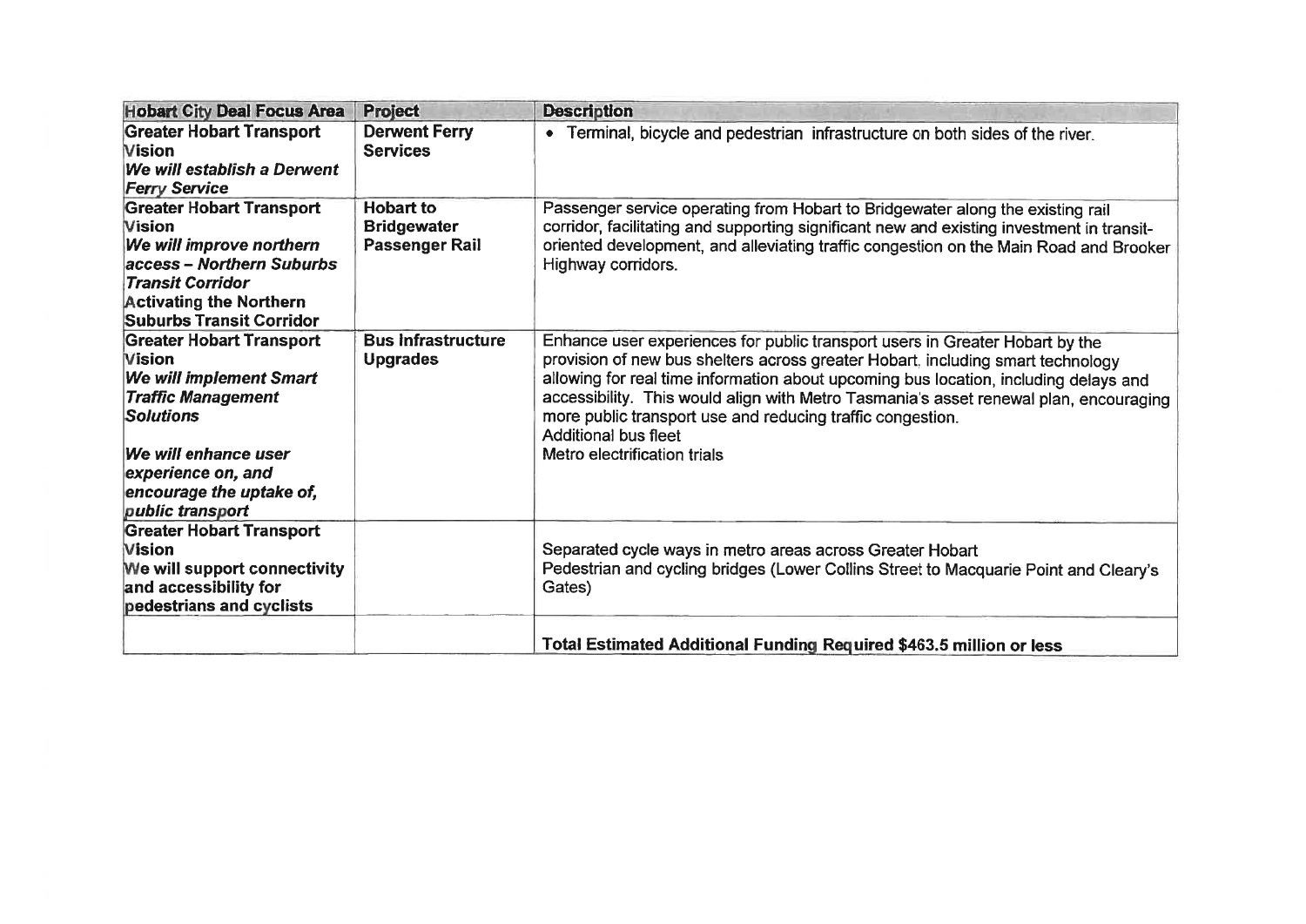| Hobart City Deal Focus Area | Project | Description |
| --- | --- | --- |
| **Greater Hobart Transport Vision** ***We will establish a Derwent Ferry Service*** | **Derwent Ferry Services** | • Terminal, bicycle and pedestrian infrastructure on both sides of the river. |
| **Greater Hobart Transport Vision** ***We will improve northern access – Northern Suburbs Transit Corridor*** **Activating the Northern Suburbs Transit Corridor** | **Hobart to Bridgewater Passenger Rail** | Passenger service operating from Hobart to Bridgewater along the existing rail corridor, facilitating and supporting significant new and existing investment in transit-oriented development, and alleviating traffic congestion on the Main Road and Brooker Highway corridors. |
| **Greater Hobart Transport Vision** ***We will implement Smart Traffic Management Solutions*** ***We will enhance user experience on, and encourage the uptake of, public transport*** | **Bus Infrastructure Upgrades** | Enhance user experiences for public transport users in Greater Hobart by the provision of new bus shelters across greater Hobart, including smart technology allowing for real time information about upcoming bus location, including delays and accessibility. This would align with Metro Tasmania's asset renewal plan, encouraging more public transport use and reducing traffic congestion. Additional bus fleet Metro electrification trials |
| **Greater Hobart Transport Vision** **We will support connectivity and accessibility for pedestrians and cyclists** | | Separated cycle ways in metro areas across Greater Hobart Pedestrian and cycling bridges (Lower Collins Street to Macquarie Point and Cleary's Gates) |
| | | **Total Estimated Additional Funding Required $463.5 million or less** |